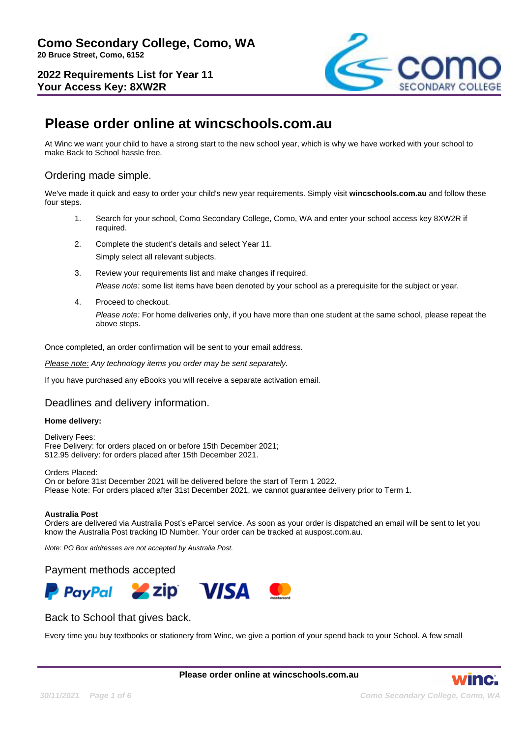**Como Secondary College, Como, WA**
**20 Bruce Street, Como, 6152**

**2022 Requirements List for Year 11**
**Your Access Key: 8XW2R**

# Please order online at wincschools.com.au

At Winc we want your child to have a strong start to the new school year, which is why we have worked with your school to make Back to School hassle free.

## Ordering made simple.

We've made it quick and easy to order your child's new year requirements. Simply visit **wincschools.com.au** and follow these four steps.

1. Search for your school, Como Secondary College, Como, WA and enter your school access key 8XW2R if required.
2. Complete the student's details and select Year 11.
   Simply select all relevant subjects.
3. Review your requirements list and make changes if required.
   *Please note:* some list items have been denoted by your school as a prerequisite for the subject or year.
4. Proceed to checkout.
   *Please note:* For home deliveries only, if you have more than one student at the same school, please repeat the above steps.

Once completed, an order confirmation will be sent to your email address.

*Please note: Any technology items you order may be sent separately.*

If you have purchased any eBooks you will receive a separate activation email.

## Deadlines and delivery information.

**Home delivery:**

Delivery Fees:
Free Delivery: for orders placed on or before 15th December 2021;
$12.95 delivery: for orders placed after 15th December 2021.

Orders Placed:
On or before 31st December 2021 will be delivered before the start of Term 1 2022.
Please Note: For orders placed after 31st December 2021, we cannot guarantee delivery prior to Term 1.

**Australia Post**
Orders are delivered via Australia Post's eParcel service. As soon as your order is dispatched an email will be sent to let you know the Australia Post tracking ID Number. Your order can be tracked at auspost.com.au.

*Note: PO Box addresses are not accepted by Australia Post.*

## Payment methods accepted

PayPal, zip, VISA, mastercard

## Back to School that gives back.

Every time you buy textbooks or stationery from Winc, we give a portion of your spend back to your School. A few small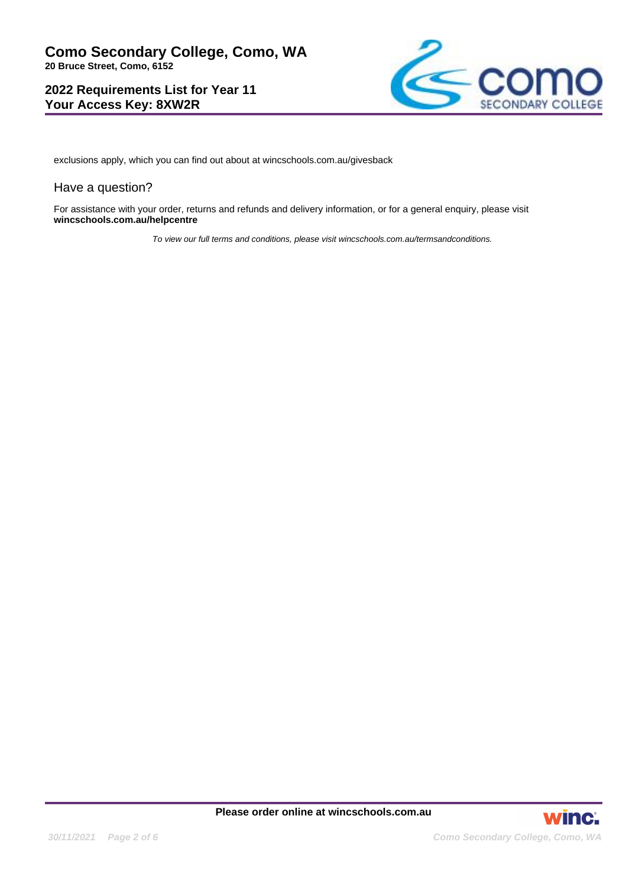exclusions apply, which you can find out about at wincschools.com.au/givesback

## Have a question?

For assistance with your order, returns and refunds and delivery information, or for a general enquiry, please visit **wincschools.com.au/helpcentre**

*To view our full terms and conditions, please visit wincschools.com.au/termsandconditions.*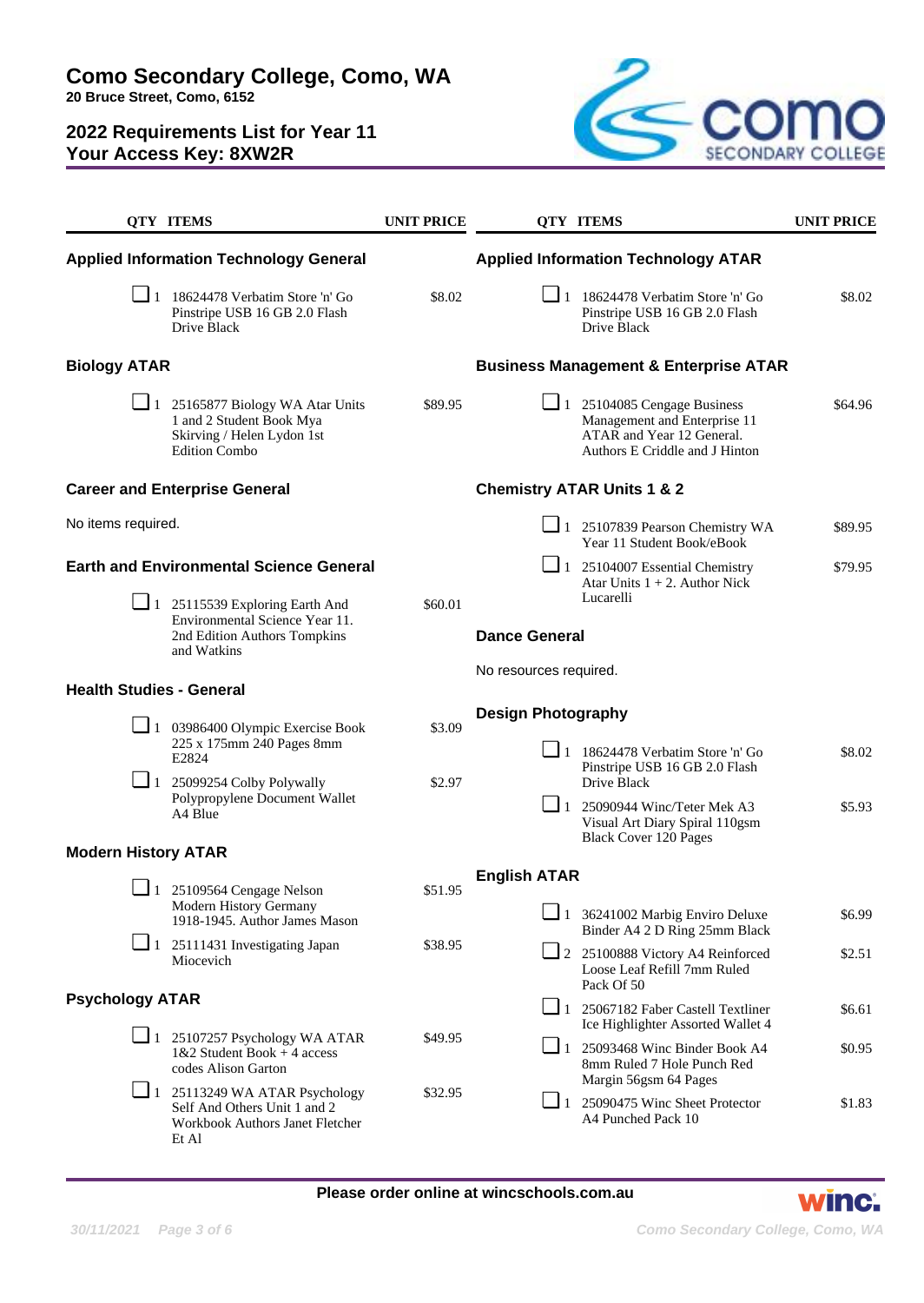# Como Secondary College, Como, WA

**20 Bruce Street, Como, 6152**

## 2022 Requirements List for Year 11

## Your Access Key: 8XW2R

### Applied Information Technology General

| QTY | ITEMS | UNIT PRICE |
|---|---|---|
| 1 | 18624478 Verbatim Store 'n' Go Pinstripe USB 16 GB 2.0 Flash Drive Black | $8.02 |

### Biology ATAR

| QTY | ITEMS | UNIT PRICE |
|---|---|---|
| 1 | 25165877 Biology WA Atar Units 1 and 2 Student Book Mya Skirving / Helen Lydon 1st Edition Combo | $89.95 |

### Career and Enterprise General

No items required.

### Earth and Environmental Science General

| QTY | ITEMS | UNIT PRICE |
|---|---|---|
| 1 | 25115539 Exploring Earth And Environmental Science Year 11. 2nd Edition Authors Tompkins and Watkins | $60.01 |

### Health Studies - General

| QTY | ITEMS | UNIT PRICE |
|---|---|---|
| 1 | 03986400 Olympic Exercise Book 225 x 175mm 240 Pages 8mm E2824 | $3.09 |
| 1 | 25099254 Colby Polywally Polypropylene Document Wallet A4 Blue | $2.97 |

### Modern History ATAR

| QTY | ITEMS | UNIT PRICE |
|---|---|---|
| 1 | 25109564 Cengage Nelson Modern History Germany 1918-1945. Author James Mason | $51.95 |
| 1 | 25111431 Investigating Japan Miocevich | $38.95 |

### Psychology ATAR

| QTY | ITEMS | UNIT PRICE |
|---|---|---|
| 1 | 25107257 Psychology WA ATAR 1&2 Student Book + 4 access codes Alison Garton | $49.95 |
| 1 | 25113249 WA ATAR Psychology Self And Others Unit 1 and 2 Workbook Authors Janet Fletcher Et Al | $32.95 |

### Applied Information Technology ATAR

| QTY | ITEMS | UNIT PRICE |
|---|---|---|
| 1 | 18624478 Verbatim Store 'n' Go Pinstripe USB 16 GB 2.0 Flash Drive Black | $8.02 |

### Business Management & Enterprise ATAR

| QTY | ITEMS | UNIT PRICE |
|---|---|---|
| 1 | 25104085 Cengage Business Management and Enterprise 11 ATAR and Year 12 General. Authors E Criddle and J Hinton | $64.96 |

### Chemistry ATAR Units 1 & 2

| QTY | ITEMS | UNIT PRICE |
|---|---|---|
| 1 | 25107839 Pearson Chemistry WA Year 11 Student Book/eBook | $89.95 |
| 1 | 25104007 Essential Chemistry Atar Units 1 + 2. Author Nick Lucarelli | $79.95 |

### Dance General

No resources required.

### Design Photography

| QTY | ITEMS | UNIT PRICE |
|---|---|---|
| 1 | 18624478 Verbatim Store 'n' Go Pinstripe USB 16 GB 2.0 Flash Drive Black | $8.02 |
| 1 | 25090944 Winc/Teter Mek A3 Visual Art Diary Spiral 110gsm Black Cover 120 Pages | $5.93 |

### English ATAR

| QTY | ITEMS | UNIT PRICE |
|---|---|---|
| 1 | 36241002 Marbig Enviro Deluxe Binder A4 2 D Ring 25mm Black | $6.99 |
| 2 | 25100888 Victory A4 Reinforced Loose Leaf Refill 7mm Ruled Pack Of 50 | $2.51 |
| 1 | 25067182 Faber Castell Textliner Ice Highlighter Assorted Wallet 4 | $6.61 |
| 1 | 25093468 Winc Binder Book A4 8mm Ruled 7 Hole Punch Red Margin 56gsm 64 Pages | $0.95 |
| 1 | 25090475 Winc Sheet Protector A4 Punched Pack 10 | $1.83 |

**Please order online at wincschools.com.au**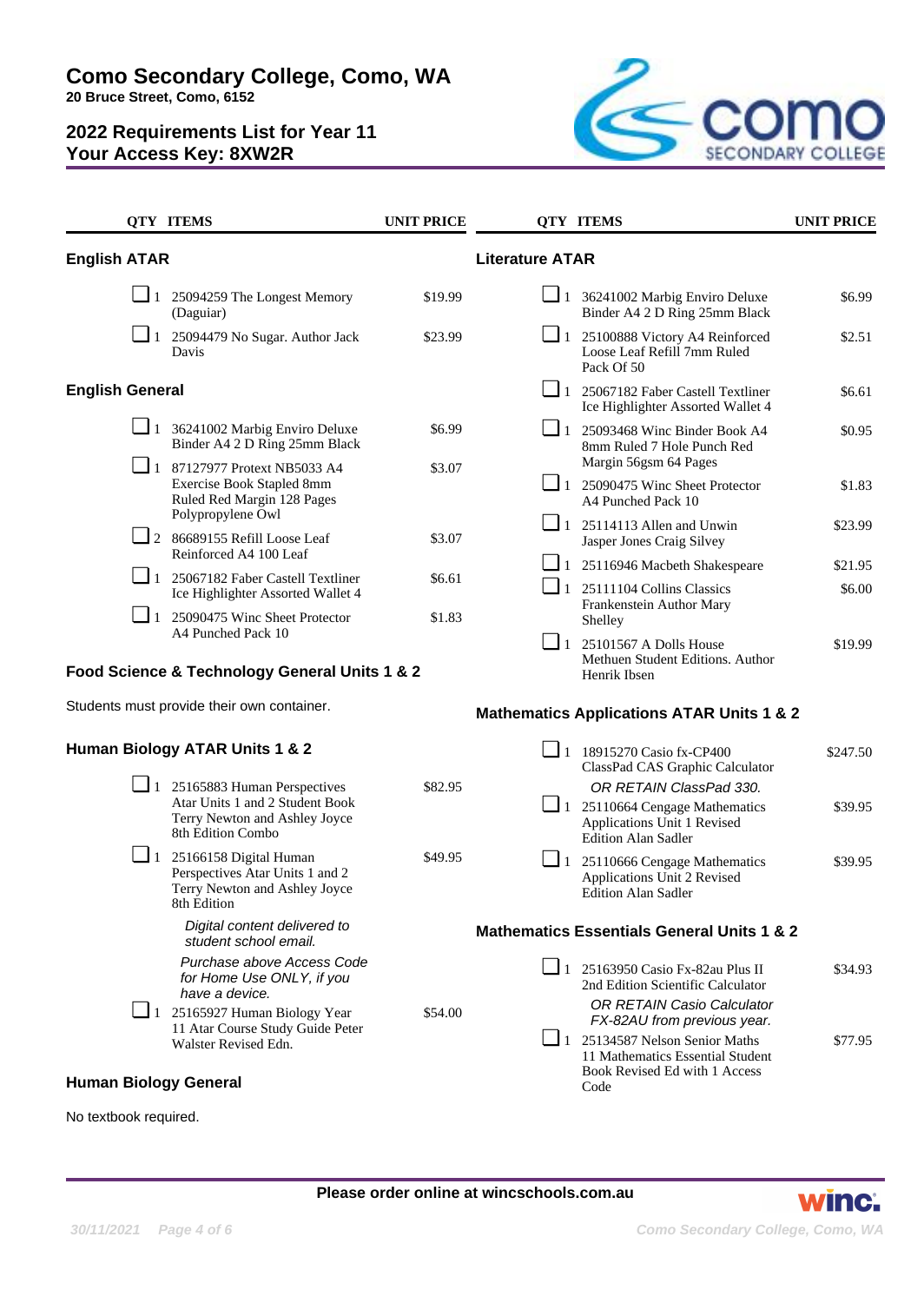# Como Secondary College, Como, WA

**20 Bruce Street, Como, 6152**

## 2022 Requirements List for Year 11
## Your Access Key: 8XW2R

### English ATAR

| QTY | ITEMS | UNIT PRICE |
|---|---|---|
| 1 | 25094259 The Longest Memory (Daguiar) | $19.99 |
| 1 | 25094479 No Sugar. Author Jack Davis | $23.99 |

### English General

| QTY | ITEMS | UNIT PRICE |
|---|---|---|
| 1 | 36241002 Marbig Enviro Deluxe Binder A4 2 D Ring 25mm Black | $6.99 |
| 1 | 87127977 Protext NB5033 A4 Exercise Book Stapled 8mm Ruled Red Margin 128 Pages Polypropylene Owl | $3.07 |
| 2 | 86689155 Refill Loose Leaf Reinforced A4 100 Leaf | $3.07 |
| 1 | 25067182 Faber Castell Textliner Ice Highlighter Assorted Wallet 4 | $6.61 |
| 1 | 25090475 Winc Sheet Protector A4 Punched Pack 10 | $1.83 |

### Food Science & Technology General Units 1 & 2

Students must provide their own container.

### Human Biology ATAR Units 1 & 2

| QTY | ITEMS | UNIT PRICE |
|---|---|---|
| 1 | 25165883 Human Perspectives Atar Units 1 and 2 Student Book Terry Newton and Ashley Joyce 8th Edition Combo | $82.95 |
| 1 | 25166158 Digital Human Perspectives Atar Units 1 and 2 Terry Newton and Ashley Joyce 8th Edition | $49.95 |
| | *Digital content delivered to student school email.* | |
| | *Purchase above Access Code for Home Use ONLY, if you have a device.* | |
| 1 | 25165927 Human Biology Year 11 Atar Course Study Guide Peter Walster Revised Edn. | $54.00 |

### Human Biology General

No textbook required.

### Literature ATAR

| QTY | ITEMS | UNIT PRICE |
|---|---|---|
| 1 | 36241002 Marbig Enviro Deluxe Binder A4 2 D Ring 25mm Black | $6.99 |
| 1 | 25100888 Victory A4 Reinforced Loose Leaf Refill 7mm Ruled Pack Of 50 | $2.51 |
| 1 | 25067182 Faber Castell Textliner Ice Highlighter Assorted Wallet 4 | $6.61 |
| 1 | 25093468 Winc Binder Book A4 8mm Ruled 7 Hole Punch Red Margin 56gsm 64 Pages | $0.95 |
| 1 | 25090475 Winc Sheet Protector A4 Punched Pack 10 | $1.83 |
| 1 | 25114113 Allen and Unwin Jasper Jones Craig Silvey | $23.99 |
| 1 | 25116946 Macbeth Shakespeare | $21.95 |
| 1 | 25111104 Collins Classics Frankenstein Author Mary Shelley | $6.00 |
| 1 | 25101567 A Dolls House Methuen Student Editions. Author Henrik Ibsen | $19.99 |

### Mathematics Applications ATAR Units 1 & 2

| QTY | ITEMS | UNIT PRICE |
|---|---|---|
| 1 | 18915270 Casio fx-CP400 ClassPad CAS Graphic Calculator | $247.50 |
| | *OR RETAIN ClassPad 330.* | |
| 1 | 25110664 Cengage Mathematics Applications Unit 1 Revised Edition Alan Sadler | $39.95 |
| 1 | 25110666 Cengage Mathematics Applications Unit 2 Revised Edition Alan Sadler | $39.95 |

### Mathematics Essentials General Units 1 & 2

| QTY | ITEMS | UNIT PRICE |
|---|---|---|
| 1 | 25163950 Casio Fx-82au Plus II 2nd Edition Scientific Calculator | $34.93 |
| | *OR RETAIN Casio Calculator FX-82AU from previous year.* | |
| 1 | 25134587 Nelson Senior Maths 11 Mathematics Essential Student Book Revised Ed with 1 Access Code | $77.95 |

**Please order online at wincschools.com.au**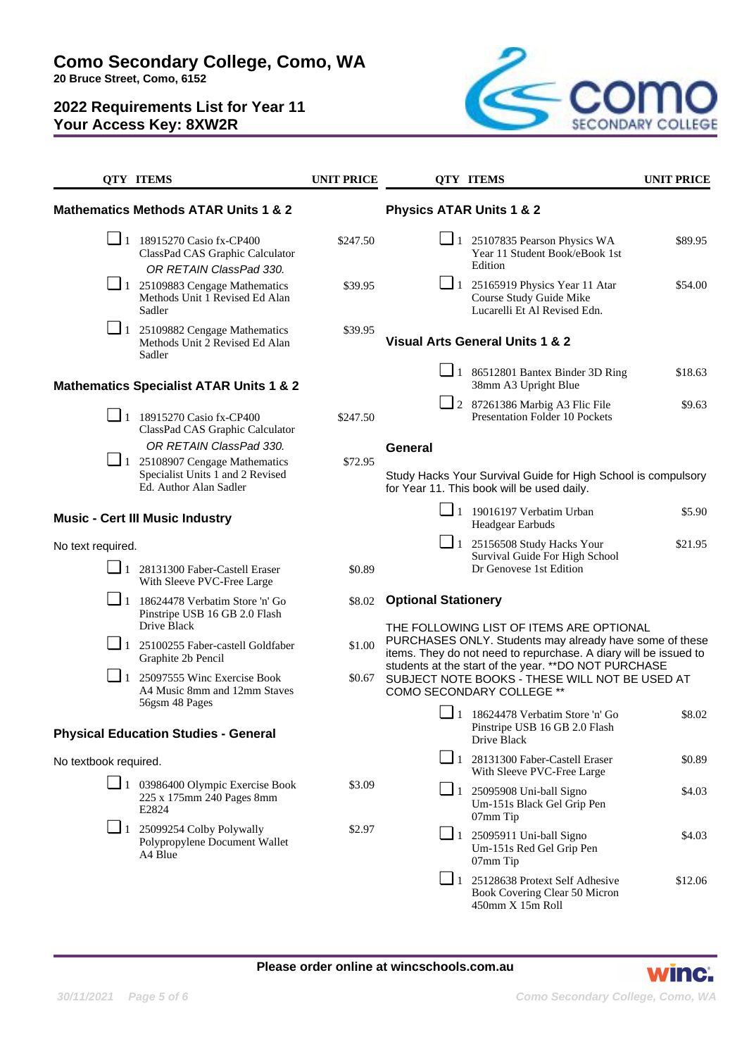# Como Secondary College, Como, WA

**20 Bruce Street, Como, 6152**

## 2022 Requirements List for Year 11
## Your Access Key: 8XW2R

| QTY | ITEMS | UNIT PRICE |
|---|---|---|

### Mathematics Methods ATAR Units 1 & 2

| QTY | ITEMS | UNIT PRICE |
|---|---|---|
| ❑ 1 | 18915270 Casio fx-CP400 ClassPad CAS Graphic Calculator *OR RETAIN ClassPad 330.* | $247.50 |
| ❑ 1 | 25109883 Cengage Mathematics Methods Unit 1 Revised Ed Alan Sadler | $39.95 |
| ❑ 1 | 25109882 Cengage Mathematics Methods Unit 2 Revised Ed Alan Sadler | $39.95 |

### Mathematics Specialist ATAR Units 1 & 2

| QTY | ITEMS | UNIT PRICE |
|---|---|---|
| ❑ 1 | 18915270 Casio fx-CP400 ClassPad CAS Graphic Calculator *OR RETAIN ClassPad 330.* | $247.50 |
| ❑ 1 | 25108907 Cengage Mathematics Specialist Units 1 and 2 Revised Ed. Author Alan Sadler | $72.95 |

### Music - Cert III Music Industry

No text required.

| QTY | ITEMS | UNIT PRICE |
|---|---|---|
| ❑ 1 | 28131300 Faber-Castell Eraser With Sleeve PVC-Free Large | $0.89 |
| ❑ 1 | 18624478 Verbatim Store 'n' Go Pinstripe USB 16 GB 2.0 Flash Drive Black | $8.02 |
| ❑ 1 | 25100255 Faber-castell Goldfaber Graphite 2b Pencil | $1.00 |
| ❑ 1 | 25097555 Winc Exercise Book A4 Music 8mm and 12mm Staves 56gsm 48 Pages | $0.67 |

### Physical Education Studies - General

No textbook required.

| QTY | ITEMS | UNIT PRICE |
|---|---|---|
| ❑ 1 | 03986400 Olympic Exercise Book 225 x 175mm 240 Pages 8mm E2824 | $3.09 |
| ❑ 1 | 25099254 Colby Polywally Polypropylene Document Wallet A4 Blue | $2.97 |

### Physics ATAR Units 1 & 2

| QTY | ITEMS | UNIT PRICE |
|---|---|---|
| ❑ 1 | 25107835 Pearson Physics WA Year 11 Student Book/eBook 1st Edition | $89.95 |
| ❑ 1 | 25165919 Physics Year 11 Atar Course Study Guide Mike Lucarelli Et Al Revised Edn. | $54.00 |

### Visual Arts General Units 1 & 2

| QTY | ITEMS | UNIT PRICE |
|---|---|---|
| ❑ 1 | 86512801 Bantex Binder 3D Ring 38mm A3 Upright Blue | $18.63 |
| ❑ 2 | 87261386 Marbig A3 Flic File Presentation Folder 10 Pockets | $9.63 |

### General

Study Hacks Your Survival Guide for High School is compulsory for Year 11. This book will be used daily.

| QTY | ITEMS | UNIT PRICE |
|---|---|---|
| ❑ 1 | 19016197 Verbatim Urban Headgear Earbuds | $5.90 |
| ❑ 1 | 25156508 Study Hacks Your Survival Guide For High School Dr Genovese 1st Edition | $21.95 |

### Optional Stationery

THE FOLLOWING LIST OF ITEMS ARE OPTIONAL PURCHASES ONLY. Students may already have some of these items. They do not need to repurchase. A diary will be issued to students at the start of the year. **DO NOT PURCHASE SUBJECT NOTE BOOKS - THESE WILL NOT BE USED AT COMO SECONDARY COLLEGE **

| QTY | ITEMS | UNIT PRICE |
|---|---|---|
| ❑ 1 | 18624478 Verbatim Store 'n' Go Pinstripe USB 16 GB 2.0 Flash Drive Black | $8.02 |
| ❑ 1 | 28131300 Faber-Castell Eraser With Sleeve PVC-Free Large | $0.89 |
| ❑ 1 | 25095908 Uni-ball Signo Um-151s Black Gel Grip Pen 07mm Tip | $4.03 |
| ❑ 1 | 25095911 Uni-ball Signo Um-151s Red Gel Grip Pen 07mm Tip | $4.03 |
| ❑ 1 | 25128638 Protext Self Adhesive Book Covering Clear 50 Micron 450mm X 15m Roll | $12.06 |

**Please order online at wincschools.com.au**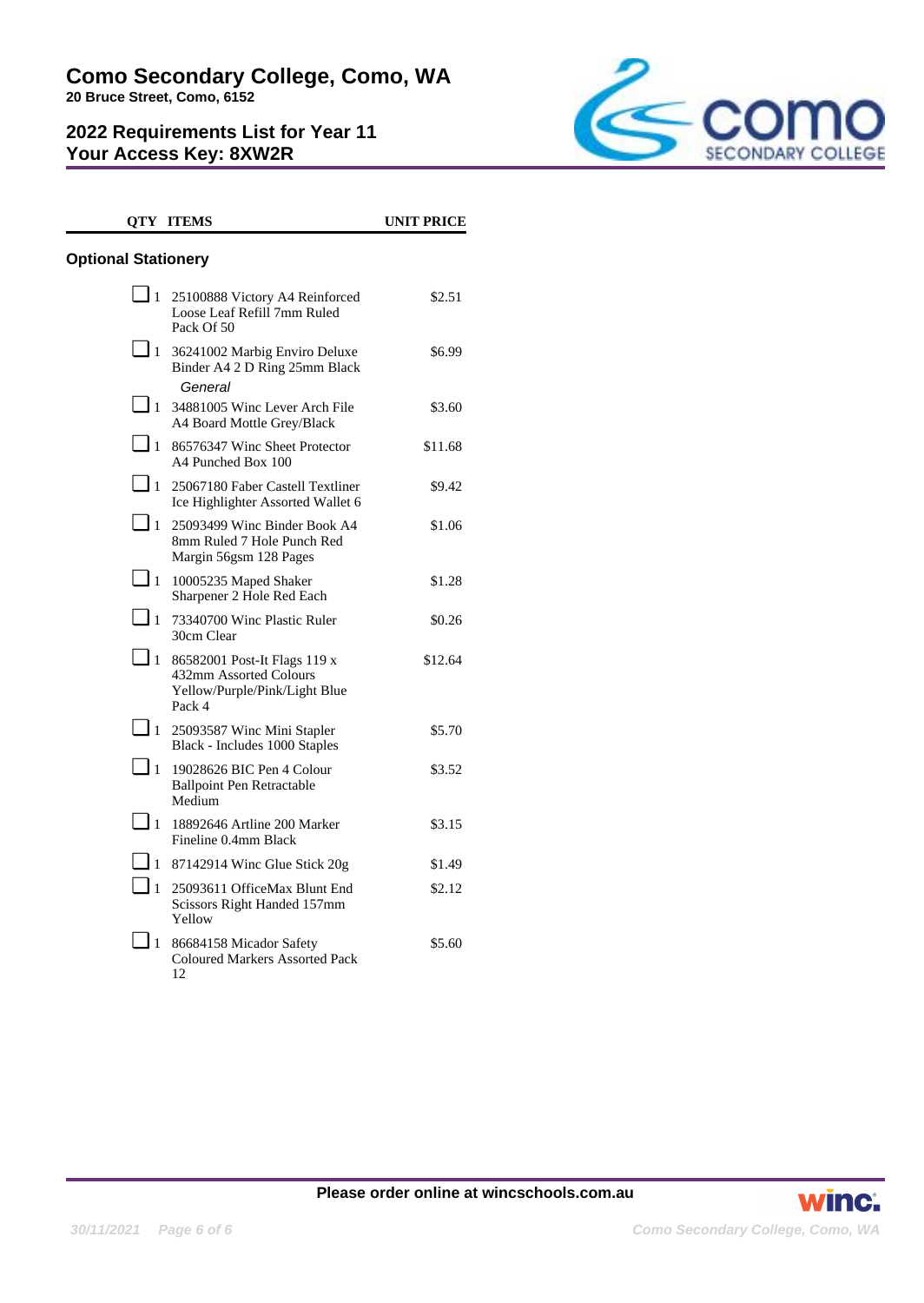# Como Secondary College, Como, WA

**20 Bruce Street, Como, 6152**

## 2022 Requirements List for Year 11
## Your Access Key: 8XW2R

| QTY | ITEMS | UNIT PRICE |
|---|---|---|

### Optional Stationery

| QTY | ITEMS | UNIT PRICE |
|---|---|---|
| ☐ 1 | 25100888 Victory A4 Reinforced Loose Leaf Refill 7mm Ruled Pack Of 50 | $2.51 |
| ☐ 1 | 36241002 Marbig Enviro Deluxe Binder A4 2 D Ring 25mm Black | $6.99 |

*General*

| QTY | ITEMS | UNIT PRICE |
|---|---|---|
| ☐ 1 | 34881005 Winc Lever Arch File A4 Board Mottle Grey/Black | $3.60 |
| ☐ 1 | 86576347 Winc Sheet Protector A4 Punched Box 100 | $11.68 |
| ☐ 1 | 25067180 Faber Castell Textliner Ice Highlighter Assorted Wallet 6 | $9.42 |
| ☐ 1 | 25093499 Winc Binder Book A4 8mm Ruled 7 Hole Punch Red Margin 56gsm 128 Pages | $1.06 |
| ☐ 1 | 10005235 Maped Shaker Sharpener 2 Hole Red Each | $1.28 |
| ☐ 1 | 73340700 Winc Plastic Ruler 30cm Clear | $0.26 |
| ☐ 1 | 86582001 Post-It Flags 119 x 432mm Assorted Colours Yellow/Purple/Pink/Light Blue Pack 4 | $12.64 |
| ☐ 1 | 25093587 Winc Mini Stapler Black - Includes 1000 Staples | $5.70 |
| ☐ 1 | 19028626 BIC Pen 4 Colour Ballpoint Pen Retractable Medium | $3.52 |
| ☐ 1 | 18892646 Artline 200 Marker Fineline 0.4mm Black | $3.15 |
| ☐ 1 | 87142914 Winc Glue Stick 20g | $1.49 |
| ☐ 1 | 25093611 OfficeMax Blunt End Scissors Right Handed 157mm Yellow | $2.12 |
| ☐ 1 | 86684158 Micador Safety Coloured Markers Assorted Pack 12 | $5.60 |

**Please order online at wincschools.com.au**